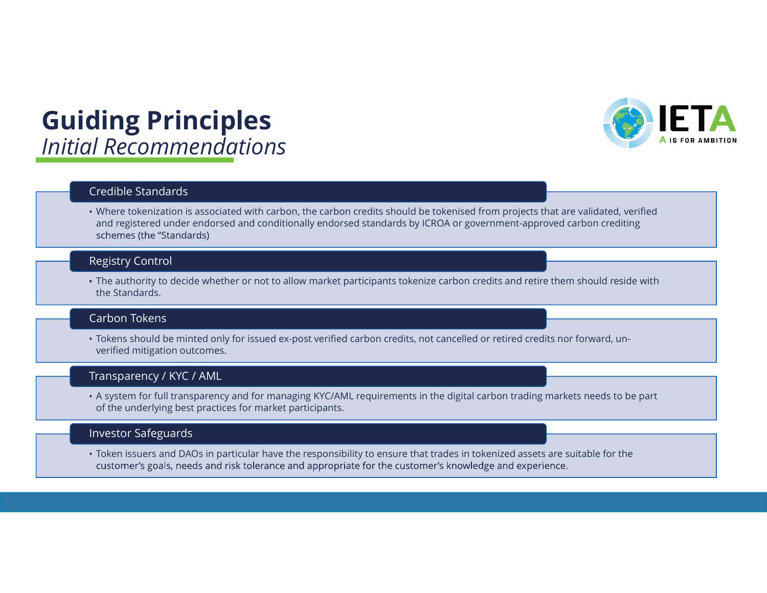# Guiding Principles

## *Initial Recommendations*

### Credible Standards

- Where tokenization is associated with carbon, the carbon credits should be tokenised from projects that are validated, verified and registered under endorsed and conditionally endorsed standards by ICROA or government-approved carbon crediting schemes (the "Standards)

### Registry Control

- The authority to decide whether or not to allow market participants tokenize carbon credits and retire them should reside with the Standards.

### Carbon Tokens

- Tokens should be minted only for issued ex-post verified carbon credits, not cancelled or retired credits nor forward, un-verified mitigation outcomes.

### Transparency / KYC / AML

- A system for full transparency and for managing KYC/AML requirements in the digital carbon trading markets needs to be part of the underlying best practices for market participants.

### Investor Safeguards

- Token issuers and DAOs in particular have the responsibility to ensure that trades in tokenized assets are suitable for the customer's goals, needs and risk tolerance and appropriate for the customer's knowledge and experience.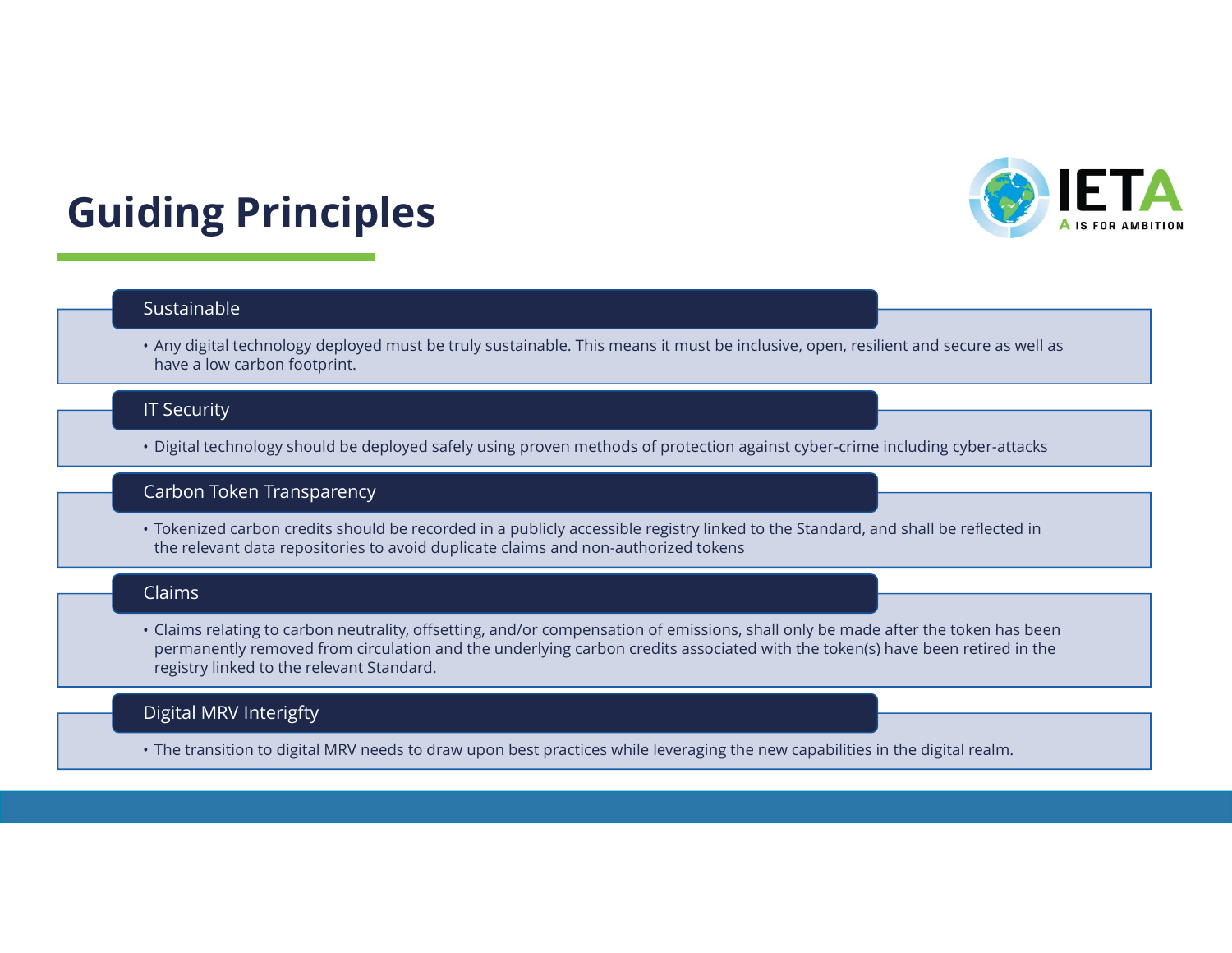# Guiding Principles

## Sustainable

- Any digital technology deployed must be truly sustainable. This means it must be inclusive, open, resilient and secure as well as have a low carbon footprint.

## IT Security

- Digital technology should be deployed safely using proven methods of protection against cyber-crime including cyber-attacks

## Carbon Token Transparency

- Tokenized carbon credits should be recorded in a publicly accessible registry linked to the Standard, and shall be reflected in the relevant data repositories to avoid duplicate claims and non-authorized tokens

## Claims

- Claims relating to carbon neutrality, offsetting, and/or compensation of emissions, shall only be made after the token has been permanently removed from circulation and the underlying carbon credits associated with the token(s) have been retired in the registry linked to the relevant Standard.

## Digital MRV Interigfty

- The transition to digital MRV needs to draw upon best practices while leveraging the new capabilities in the digital realm.